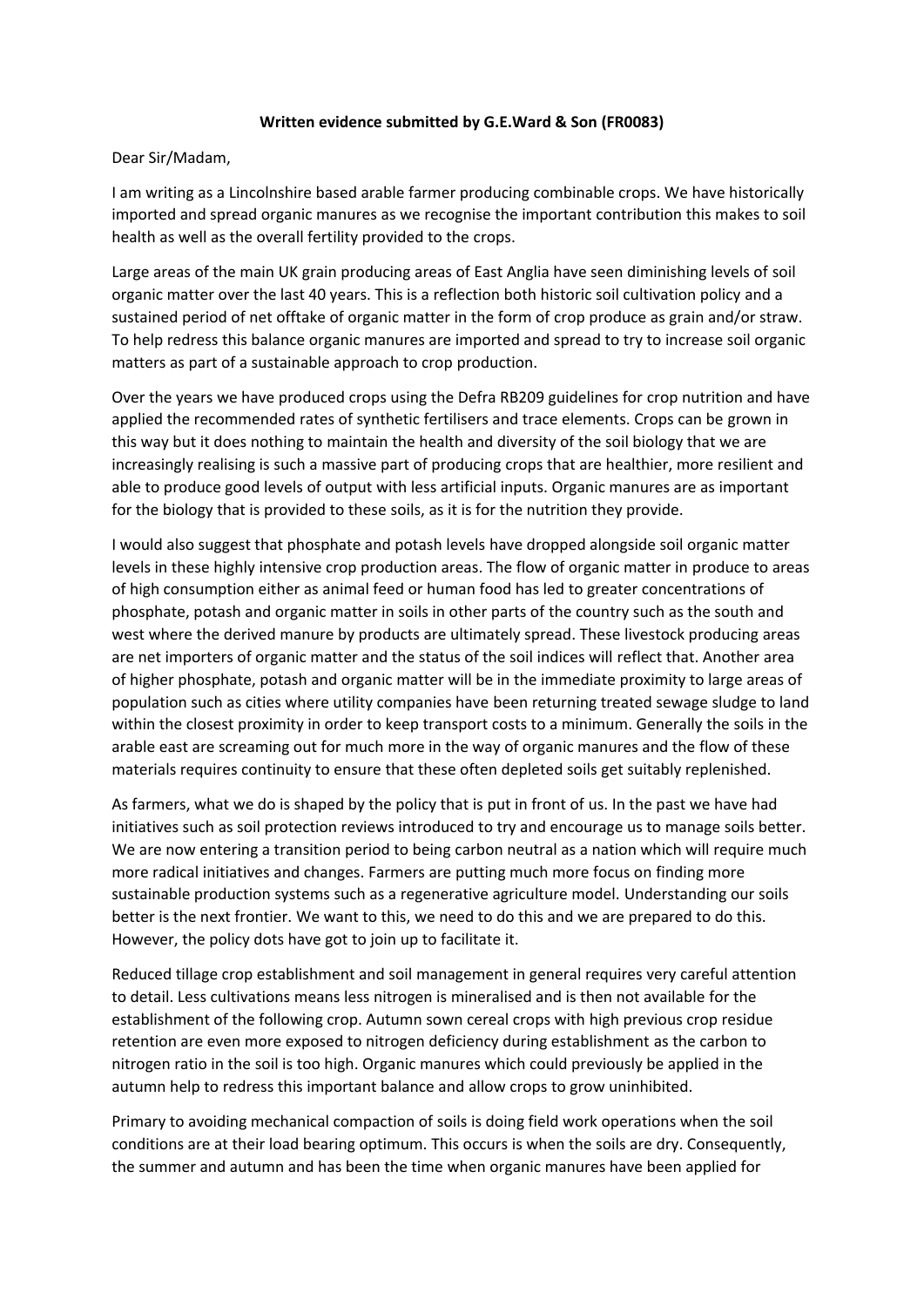**Written evidence submitted by G.E.Ward & Son (FR0083)**

Dear Sir/Madam,

I am writing as a Lincolnshire based arable farmer producing combinable crops. We have historically imported and spread organic manures as we recognise the important contribution this makes to soil health as well as the overall fertility provided to the crops.

Large areas of the main UK grain producing areas of East Anglia have seen diminishing levels of soil organic matter over the last 40 years. This is a reflection both historic soil cultivation policy and a sustained period of net offtake of organic matter in the form of crop produce as grain and/or straw. To help redress this balance organic manures are imported and spread to try to increase soil organic matters as part of a sustainable approach to crop production.

Over the years we have produced crops using the Defra RB209 guidelines for crop nutrition and have applied the recommended rates of synthetic fertilisers and trace elements. Crops can be grown in this way but it does nothing to maintain the health and diversity of the soil biology that we are increasingly realising is such a massive part of producing crops that are healthier, more resilient and able to produce good levels of output with less artificial inputs. Organic manures are as important for the biology that is provided to these soils, as it is for the nutrition they provide.

I would also suggest that phosphate and potash levels have dropped alongside soil organic matter levels in these highly intensive crop production areas. The flow of organic matter in produce to areas of high consumption either as animal feed or human food has led to greater concentrations of phosphate, potash and organic matter in soils in other parts of the country such as the south and west where the derived manure by products are ultimately spread. These livestock producing areas are net importers of organic matter and the status of the soil indices will reflect that. Another area of higher phosphate, potash and organic matter will be in the immediate proximity to large areas of population such as cities where utility companies have been returning treated sewage sludge to land within the closest proximity in order to keep transport costs to a minimum. Generally the soils in the arable east are screaming out for much more in the way of organic manures and the flow of these materials requires continuity to ensure that these often depleted soils get suitably replenished.

As farmers, what we do is shaped by the policy that is put in front of us. In the past we have had initiatives such as soil protection reviews introduced to try and encourage us to manage soils better. We are now entering a transition period to being carbon neutral as a nation which will require much more radical initiatives and changes. Farmers are putting much more focus on finding more sustainable production systems such as a regenerative agriculture model. Understanding our soils better is the next frontier. We want to this, we need to do this and we are prepared to do this. However, the policy dots have got to join up to facilitate it.

Reduced tillage crop establishment and soil management in general requires very careful attention to detail. Less cultivations means less nitrogen is mineralised and is then not available for the establishment of the following crop. Autumn sown cereal crops with high previous crop residue retention are even more exposed to nitrogen deficiency during establishment as the carbon to nitrogen ratio in the soil is too high. Organic manures which could previously be applied in the autumn help to redress this important balance and allow crops to grow uninhibited.

Primary to avoiding mechanical compaction of soils is doing field work operations when the soil conditions are at their load bearing optimum. This occurs is when the soils are dry. Consequently, the summer and autumn and has been the time when organic manures have been applied for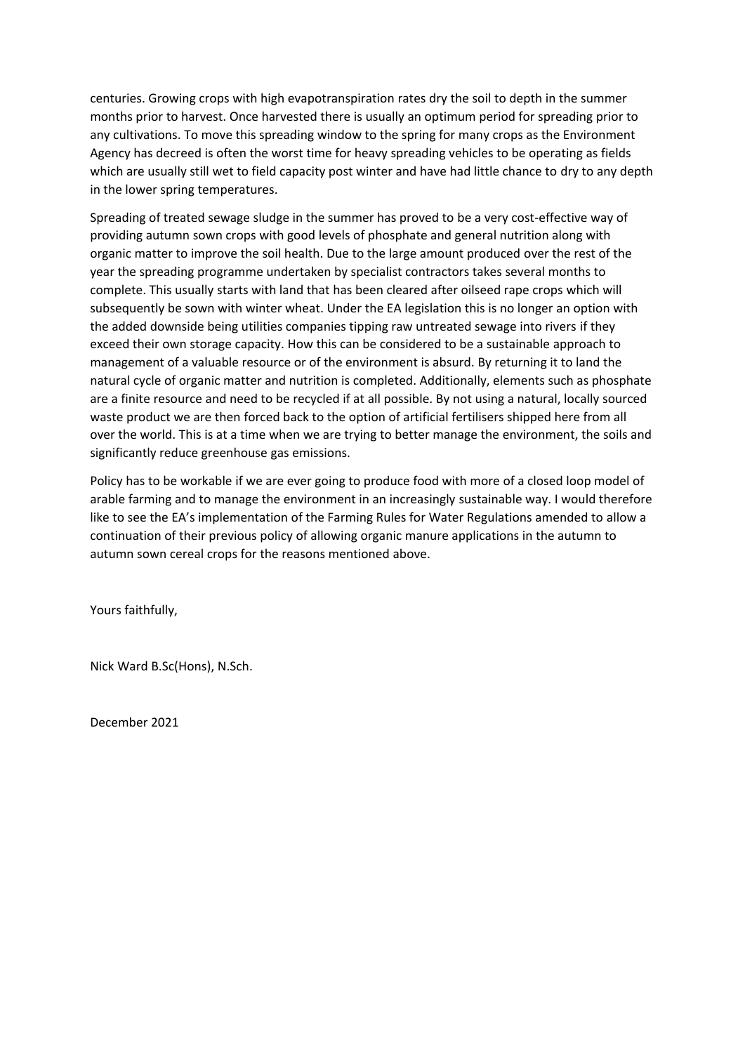centuries. Growing crops with high evapotranspiration rates dry the soil to depth in the summer months prior to harvest. Once harvested there is usually an optimum period for spreading prior to any cultivations. To move this spreading window to the spring for many crops as the Environment Agency has decreed is often the worst time for heavy spreading vehicles to be operating as fields which are usually still wet to field capacity post winter and have had little chance to dry to any depth in the lower spring temperatures.

Spreading of treated sewage sludge in the summer has proved to be a very cost-effective way of providing autumn sown crops with good levels of phosphate and general nutrition along with organic matter to improve the soil health. Due to the large amount produced over the rest of the year the spreading programme undertaken by specialist contractors takes several months to complete. This usually starts with land that has been cleared after oilseed rape crops which will subsequently be sown with winter wheat. Under the EA legislation this is no longer an option with the added downside being utilities companies tipping raw untreated sewage into rivers if they exceed their own storage capacity. How this can be considered to be a sustainable approach to management of a valuable resource or of the environment is absurd. By returning it to land the natural cycle of organic matter and nutrition is completed. Additionally, elements such as phosphate are a finite resource and need to be recycled if at all possible. By not using a natural, locally sourced waste product we are then forced back to the option of artificial fertilisers shipped here from all over the world. This is at a time when we are trying to better manage the environment, the soils and significantly reduce greenhouse gas emissions.

Policy has to be workable if we are ever going to produce food with more of a closed loop model of arable farming and to manage the environment in an increasingly sustainable way. I would therefore like to see the EA's implementation of the Farming Rules for Water Regulations amended to allow a continuation of their previous policy of allowing organic manure applications in the autumn to autumn sown cereal crops for the reasons mentioned above.

Yours faithfully,

Nick Ward B.Sc(Hons), N.Sch.

December 2021